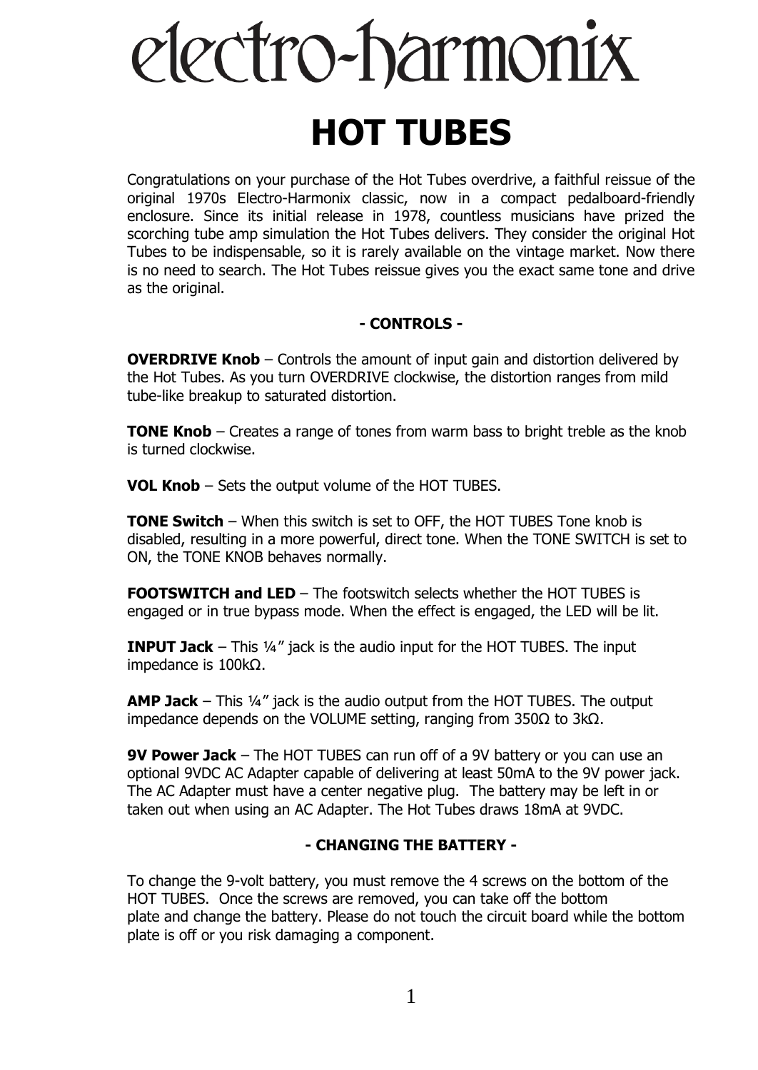# electro-harmonix

# HOT TUBES

Congratulations on your purchase of the Hot Tubes overdrive, a faithful reissue of the original 1970s Electro-Harmonix classic, now in a compact pedalboard-friendly enclosure. Since its initial release in 1978, countless musicians have prized the scorching tube amp simulation the Hot Tubes delivers. They consider the original Hot Tubes to be indispensable, so it is rarely available on the vintage market. Now there is no need to search. The Hot Tubes reissue gives you the exact same tone and drive as the original.

## - CONTROLS -

**OVERDRIVE Knob** – Controls the amount of input gain and distortion delivered by the Hot Tubes. As you turn OVERDRIVE clockwise, the distortion ranges from mild tube-like breakup to saturated distortion.

**TONE Knob** – Creates a range of tones from warm bass to bright treble as the knob is turned clockwise.

**VOL Knob** – Sets the output volume of the HOT TUBES.

**TONE Switch** – When this switch is set to OFF, the HOT TUBES Tone knob is disabled, resulting in a more powerful, direct tone. When the TONE SWITCH is set to ON, the TONE KNOB behaves normally.

**FOOTSWITCH and LED** – The footswitch selects whether the HOT TUBES is engaged or in true bypass mode. When the effect is engaged, the LED will be lit.

**INPUT Jack** – This ¼" jack is the audio input for the HOT TUBES. The input impedance is 100kΩ.

**AMP Jack** – This ¼" jack is the audio output from the HOT TUBES. The output impedance depends on the VOLUME setting, ranging from 350Ω to 3kΩ.

**9V Power Jack** – The HOT TUBES can run off of a 9V battery or you can use an optional 9VDC AC Adapter capable of delivering at least 50mA to the 9V power jack. The AC Adapter must have a center negative plug. The battery may be left in or taken out when using an AC Adapter. The Hot Tubes draws 18mA at 9VDC.

## - CHANGING THE BATTERY -

To change the 9-volt battery, you must remove the 4 screws on the bottom of the HOT TUBES. Once the screws are removed, you can take off the bottom plate and change the battery. Please do not touch the circuit board while the bottom plate is off or you risk damaging a component.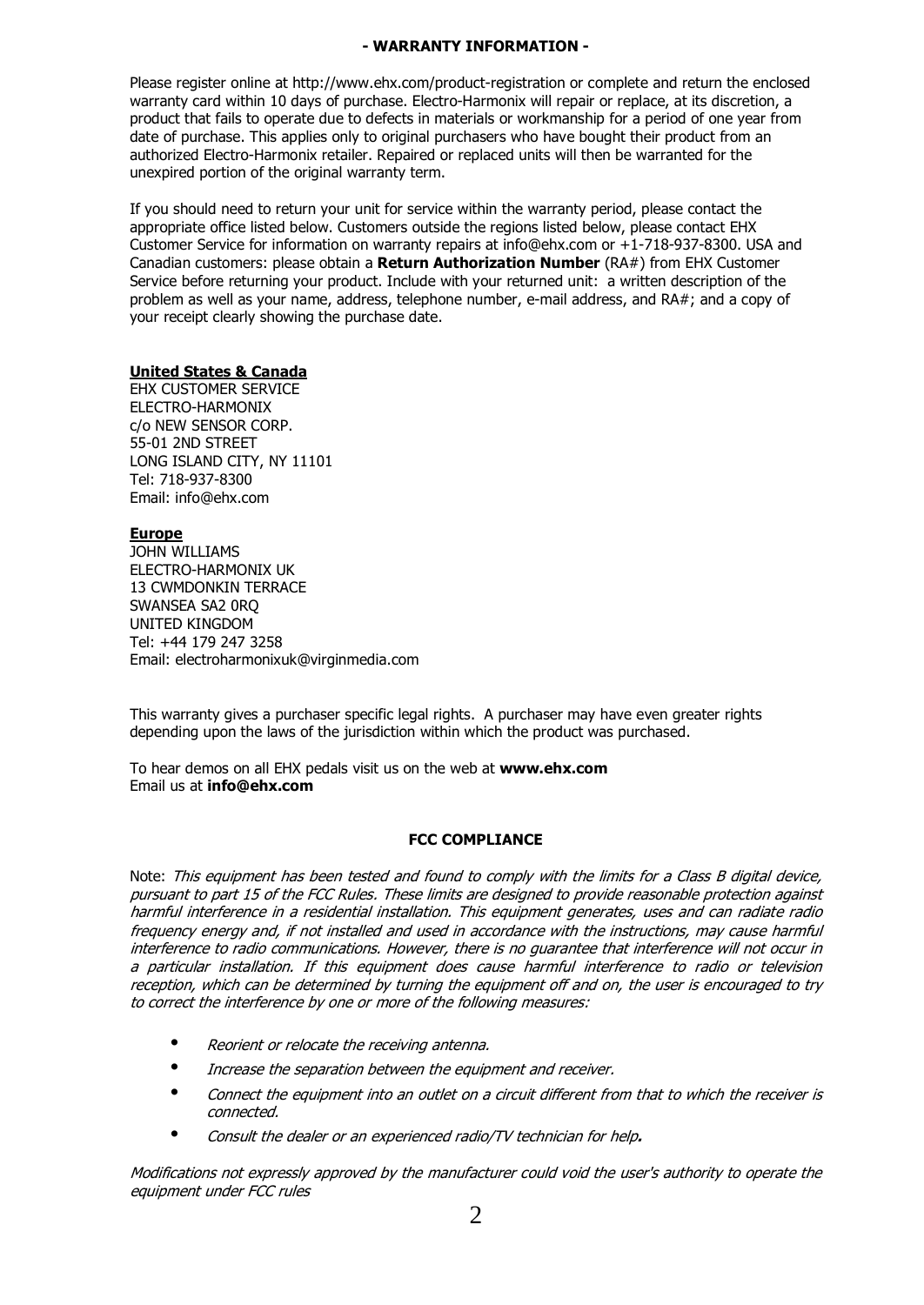## - WARRANTY INFORMATION -

Please register online at http://www.ehx.com/product-registration or complete and return the enclosed warranty card within 10 days of purchase. Electro-Harmonix will repair or replace, at its discretion, a product that fails to operate due to defects in materials or workmanship for a period of one year from date of purchase. This applies only to original purchasers who have bought their product from an authorized Electro-Harmonix retailer. Repaired or replaced units will then be warranted for the unexpired portion of the original warranty term.

If you should need to return your unit for service within the warranty period, please contact the appropriate office listed below. Customers outside the regions listed below, please contact EHX Customer Service for information on warranty repairs at info@ehx.com or +1-718-937-8300. USA and Canadian customers: please obtain a **Return Authorization Number** (RA#) from EHX Customer Service before returning your product. Include with your returned unit: a written description of the problem as well as your name, address, telephone number, e-mail address, and RA#; and a copy of your receipt clearly showing the purchase date.

**United States & Canada**

EHX CUSTOMER SERVICE
ELECTRO-HARMONIX
c/o NEW SENSOR CORP.
55-01 2ND STREET
LONG ISLAND CITY, NY 11101
Tel: 718-937-8300
Email: info@ehx.com

**Europe**

JOHN WILLIAMS
ELECTRO-HARMONIX UK
13 CWMDONKIN TERRACE
SWANSEA SA2 0RQ
UNITED KINGDOM
Tel: +44 179 247 3258
Email: electroharmonixuk@virginmedia.com

This warranty gives a purchaser specific legal rights. A purchaser may have even greater rights depending upon the laws of the jurisdiction within which the product was purchased.

To hear demos on all EHX pedals visit us on the web at **www.ehx.com**
Email us at **info@ehx.com**

## FCC COMPLIANCE

Note: *This equipment has been tested and found to comply with the limits for a Class B digital device, pursuant to part 15 of the FCC Rules. These limits are designed to provide reasonable protection against harmful interference in a residential installation. This equipment generates, uses and can radiate radio frequency energy and, if not installed and used in accordance with the instructions, may cause harmful interference to radio communications. However, there is no guarantee that interference will not occur in a particular installation. If this equipment does cause harmful interference to radio or television reception, which can be determined by turning the equipment off and on, the user is encouraged to try to correct the interference by one or more of the following measures:*

- *Reorient or relocate the receiving antenna.*
- *Increase the separation between the equipment and receiver.*
- *Connect the equipment into an outlet on a circuit different from that to which the receiver is connected.*
- *Consult the dealer or an experienced radio/TV technician for help.*

*Modifications not expressly approved by the manufacturer could void the user's authority to operate the equipment under FCC rules*